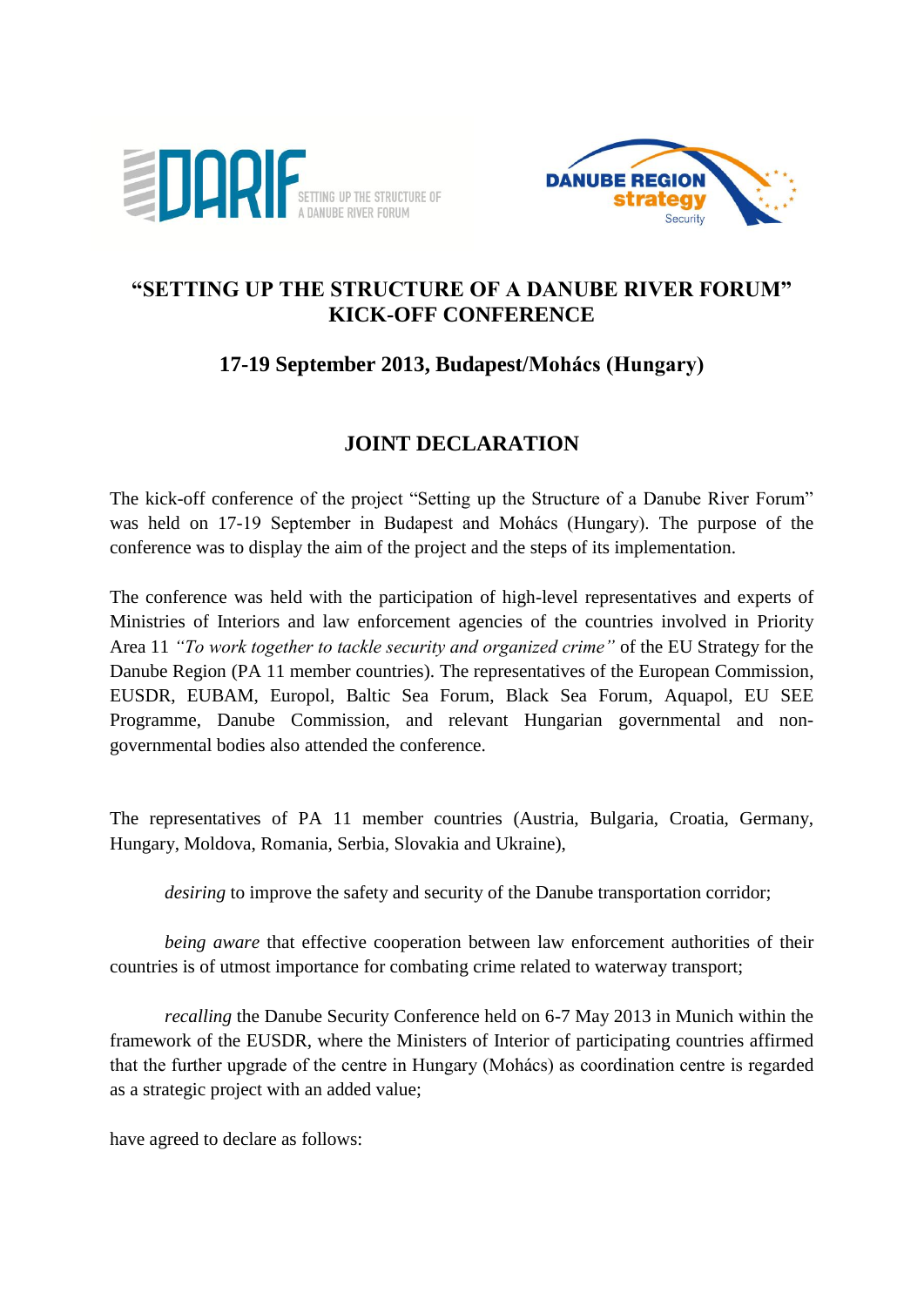# "SETTING UP THE STRUCTURE OF A DANUBE RIVER FORUM" KICK-OFF CONFERENCE

## 17-19 September 2013, Budapest/Mohács (Hungary)

## JOINT DECLARATION

The kick-off conference of the project "Setting up the Structure of a Danube River Forum" was held on 17-19 September in Budapest and Mohács (Hungary). The purpose of the conference was to display the aim of the project and the steps of its implementation.

The conference was held with the participation of high-level representatives and experts of Ministries of Interiors and law enforcement agencies of the countries involved in Priority Area 11 *"To work together to tackle security and organized crime"* of the EU Strategy for the Danube Region (PA 11 member countries). The representatives of the European Commission, EUSDR, EUBAM, Europol, Baltic Sea Forum, Black Sea Forum, Aquapol, EU SEE Programme, Danube Commission, and relevant Hungarian governmental and non-governmental bodies also attended the conference.

The representatives of PA 11 member countries (Austria, Bulgaria, Croatia, Germany, Hungary, Moldova, Romania, Serbia, Slovakia and Ukraine),

*desiring* to improve the safety and security of the Danube transportation corridor;

*being aware* that effective cooperation between law enforcement authorities of their countries is of utmost importance for combating crime related to waterway transport;

*recalling* the Danube Security Conference held on 6-7 May 2013 in Munich within the framework of the EUSDR, where the Ministers of Interior of participating countries affirmed that the further upgrade of the centre in Hungary (Mohács) as coordination centre is regarded as a strategic project with an added value;

have agreed to declare as follows: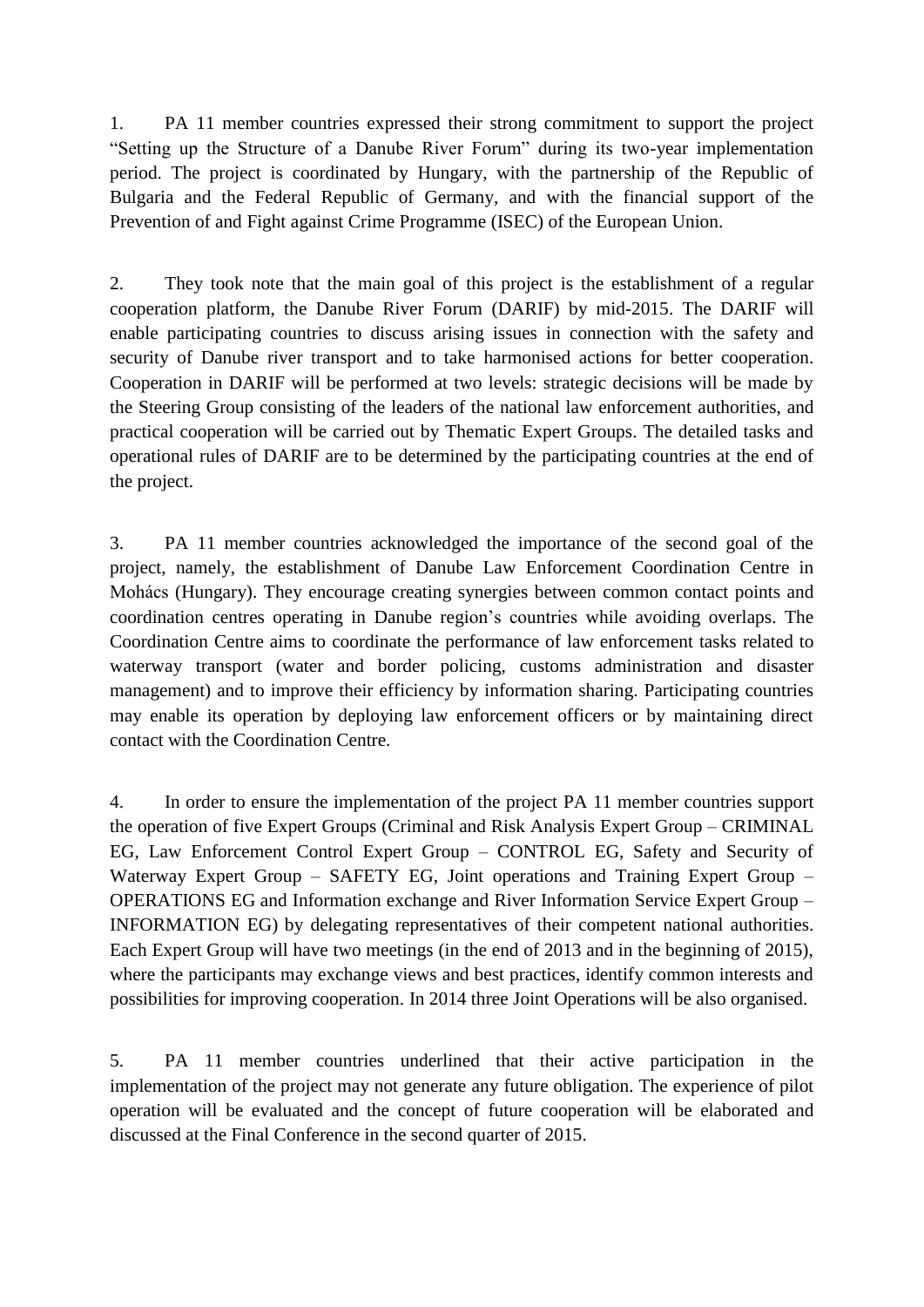1. PA 11 member countries expressed their strong commitment to support the project "Setting up the Structure of a Danube River Forum" during its two-year implementation period. The project is coordinated by Hungary, with the partnership of the Republic of Bulgaria and the Federal Republic of Germany, and with the financial support of the Prevention of and Fight against Crime Programme (ISEC) of the European Union.

2. They took note that the main goal of this project is the establishment of a regular cooperation platform, the Danube River Forum (DARIF) by mid-2015. The DARIF will enable participating countries to discuss arising issues in connection with the safety and security of Danube river transport and to take harmonised actions for better cooperation. Cooperation in DARIF will be performed at two levels: strategic decisions will be made by the Steering Group consisting of the leaders of the national law enforcement authorities, and practical cooperation will be carried out by Thematic Expert Groups. The detailed tasks and operational rules of DARIF are to be determined by the participating countries at the end of the project.

3. PA 11 member countries acknowledged the importance of the second goal of the project, namely, the establishment of Danube Law Enforcement Coordination Centre in Mohács (Hungary). They encourage creating synergies between common contact points and coordination centres operating in Danube region's countries while avoiding overlaps. The Coordination Centre aims to coordinate the performance of law enforcement tasks related to waterway transport (water and border policing, customs administration and disaster management) and to improve their efficiency by information sharing. Participating countries may enable its operation by deploying law enforcement officers or by maintaining direct contact with the Coordination Centre.

4. In order to ensure the implementation of the project PA 11 member countries support the operation of five Expert Groups (Criminal and Risk Analysis Expert Group – CRIMINAL EG, Law Enforcement Control Expert Group – CONTROL EG, Safety and Security of Waterway Expert Group – SAFETY EG, Joint operations and Training Expert Group – OPERATIONS EG and Information exchange and River Information Service Expert Group – INFORMATION EG) by delegating representatives of their competent national authorities. Each Expert Group will have two meetings (in the end of 2013 and in the beginning of 2015), where the participants may exchange views and best practices, identify common interests and possibilities for improving cooperation. In 2014 three Joint Operations will be also organised.

5. PA 11 member countries underlined that their active participation in the implementation of the project may not generate any future obligation. The experience of pilot operation will be evaluated and the concept of future cooperation will be elaborated and discussed at the Final Conference in the second quarter of 2015.